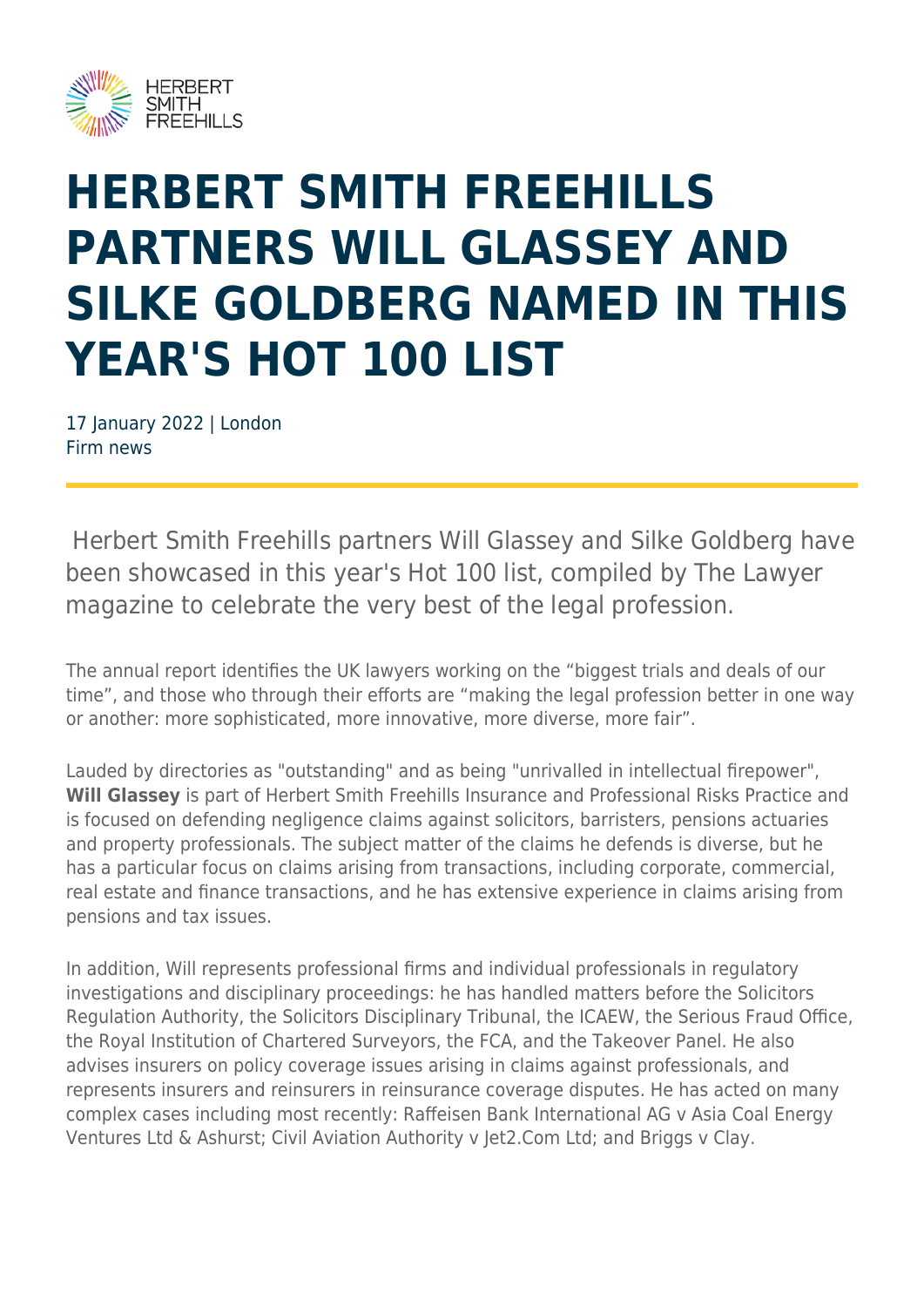# HERBERT SMITH FREEHILLS PARTNERS WILL GLASSEY AND SILKE GOLDBERG NAMED IN THIS YEAR'S HOT 100 LIST

17 January 2022 | London
Firm news

Herbert Smith Freehills partners Will Glassey and Silke Goldberg have been showcased in this year's Hot 100 list, compiled by The Lawyer magazine to celebrate the very best of the legal profession.

The annual report identifies the UK lawyers working on the "biggest trials and deals of our time", and those who through their efforts are "making the legal profession better in one way or another: more sophisticated, more innovative, more diverse, more fair".

Lauded by directories as "outstanding" and as being "unrivalled in intellectual firepower", **Will Glassey** is part of Herbert Smith Freehills Insurance and Professional Risks Practice and is focused on defending negligence claims against solicitors, barristers, pensions actuaries and property professionals. The subject matter of the claims he defends is diverse, but he has a particular focus on claims arising from transactions, including corporate, commercial, real estate and finance transactions, and he has extensive experience in claims arising from pensions and tax issues.

In addition, Will represents professional firms and individual professionals in regulatory investigations and disciplinary proceedings: he has handled matters before the Solicitors Regulation Authority, the Solicitors Disciplinary Tribunal, the ICAEW, the Serious Fraud Office, the Royal Institution of Chartered Surveyors, the FCA, and the Takeover Panel. He also advises insurers on policy coverage issues arising in claims against professionals, and represents insurers and reinsurers in reinsurance coverage disputes. He has acted on many complex cases including most recently: Raffeisen Bank International AG v Asia Coal Energy Ventures Ltd & Ashurst; Civil Aviation Authority v Jet2.Com Ltd; and Briggs v Clay.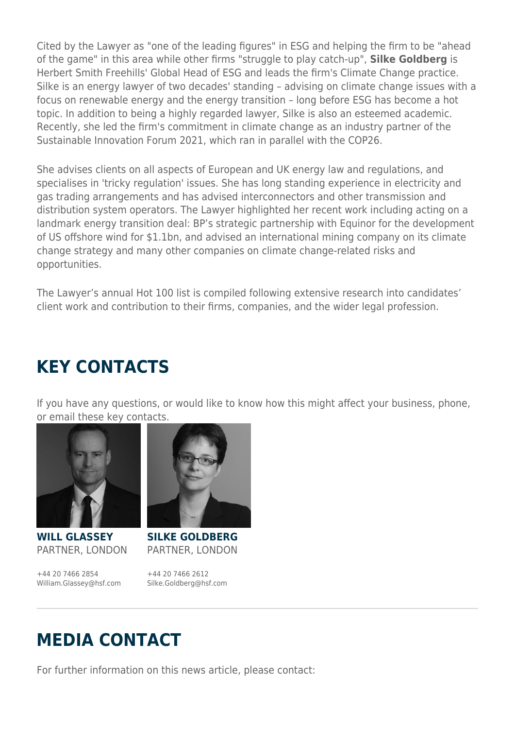Cited by the Lawyer as "one of the leading figures" in ESG and helping the firm to be "ahead of the game" in this area while other firms "struggle to play catch-up", **Silke Goldberg** is Herbert Smith Freehills' Global Head of ESG and leads the firm's Climate Change practice. Silke is an energy lawyer of two decades' standing – advising on climate change issues with a focus on renewable energy and the energy transition – long before ESG has become a hot topic. In addition to being a highly regarded lawyer, Silke is also an esteemed academic. Recently, she led the firm's commitment in climate change as an industry partner of the Sustainable Innovation Forum 2021, which ran in parallel with the COP26.

She advises clients on all aspects of European and UK energy law and regulations, and specialises in 'tricky regulation' issues. She has long standing experience in electricity and gas trading arrangements and has advised interconnectors and other transmission and distribution system operators. The Lawyer highlighted her recent work including acting on a landmark energy transition deal: BP's strategic partnership with Equinor for the development of US offshore wind for $1.1bn, and advised an international mining company on its climate change strategy and many other companies on climate change-related risks and opportunities.

The Lawyer's annual Hot 100 list is compiled following extensive research into candidates' client work and contribution to their firms, companies, and the wider legal profession.

## KEY CONTACTS

If you have any questions, or would like to know how this might affect your business, phone, or email these key contacts.

**WILL GLASSEY**
PARTNER, LONDON

+44 20 7466 2854
William.Glassey@hsf.com

**SILKE GOLDBERG**
PARTNER, LONDON

+44 20 7466 2612
Silke.Goldberg@hsf.com

## MEDIA CONTACT

For further information on this news article, please contact: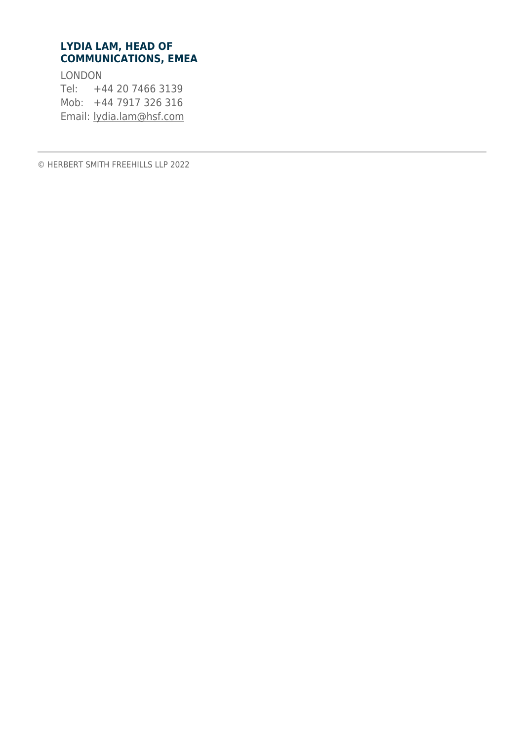**LYDIA LAM, HEAD OF COMMUNICATIONS, EMEA**

LONDON
Tel: +44 20 7466 3139
Mob: +44 7917 326 316
Email: lydia.lam@hsf.com

---

© HERBERT SMITH FREEHILLS LLP 2022